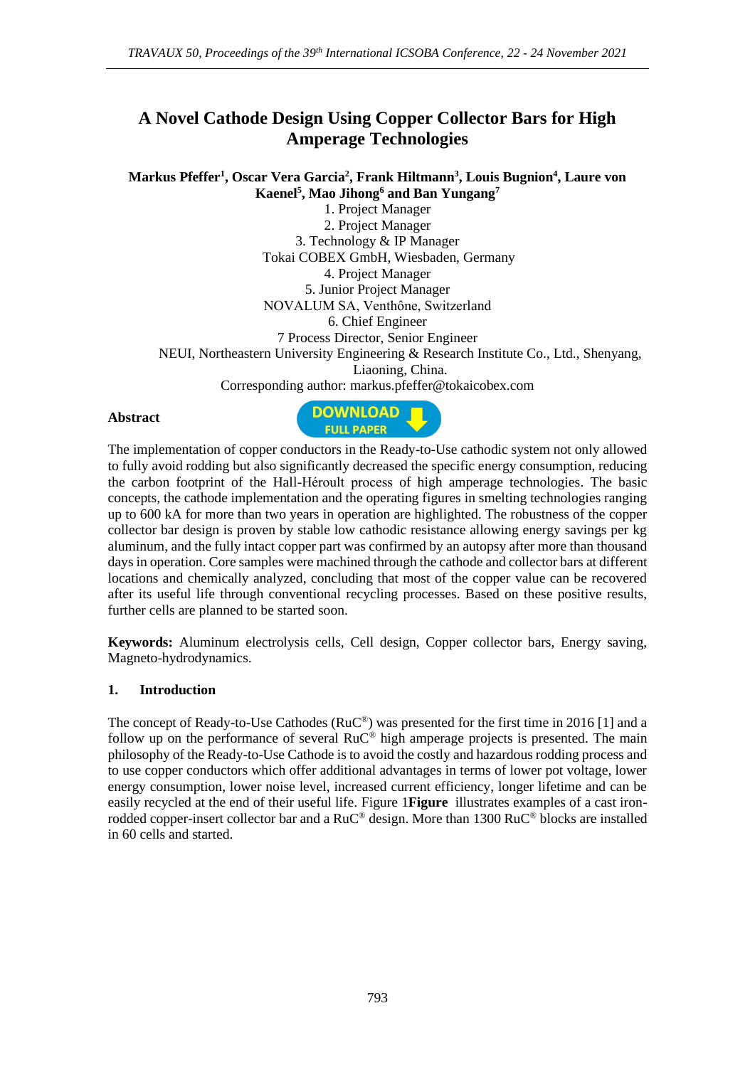# A Novel Cathode Design Using Copper Collector Bars for High Amperage Technologies

**Markus Pfeffer[1], Oscar Vera Garcia[2], Frank Hiltmann[3], Louis Bugnion[4], Laure von Kaenel[5], Mao Jihong[6] and Ban Yungang[7]**

1. Project Manager
2. Project Manager
3. Technology & IP Manager

Tokai COBEX GmbH, Wiesbaden, Germany

4. Project Manager
5. Junior Project Manager

NOVALUM SA, Venthône, Switzerland

6. Chief Engineer

7 Process Director, Senior Engineer

NEUI, Northeastern University Engineering & Research Institute Co., Ltd., Shenyang, Liaoning, China.

Corresponding author: markus.pfeffer@tokaicobex.com

**Abstract**

DOWNLOAD FULL PAPER

The implementation of copper conductors in the Ready-to-Use cathodic system not only allowed to fully avoid rodding but also significantly decreased the specific energy consumption, reducing the carbon footprint of the Hall-Héroult process of high amperage technologies. The basic concepts, the cathode implementation and the operating figures in smelting technologies ranging up to 600 kA for more than two years in operation are highlighted. The robustness of the copper collector bar design is proven by stable low cathodic resistance allowing energy savings per kg aluminum, and the fully intact copper part was confirmed by an autopsy after more than thousand days in operation. Core samples were machined through the cathode and collector bars at different locations and chemically analyzed, concluding that most of the copper value can be recovered after its useful life through conventional recycling processes. Based on these positive results, further cells are planned to be started soon.

**Keywords:** Aluminum electrolysis cells, Cell design, Copper collector bars, Energy saving, Magneto-hydrodynamics.

## 1. Introduction

The concept of Ready-to-Use Cathodes (RuC®) was presented for the first time in 2016 [1] and a follow up on the performance of several RuC® high amperage projects is presented. The main philosophy of the Ready-to-Use Cathode is to avoid the costly and hazardous rodding process and to use copper conductors which offer additional advantages in terms of lower pot voltage, lower energy consumption, lower noise level, increased current efficiency, longer lifetime and can be easily recycled at the end of their useful life. Figure 1**Figure** illustrates examples of a cast iron-rodded copper-insert collector bar and a RuC® design. More than 1300 RuC® blocks are installed in 60 cells and started.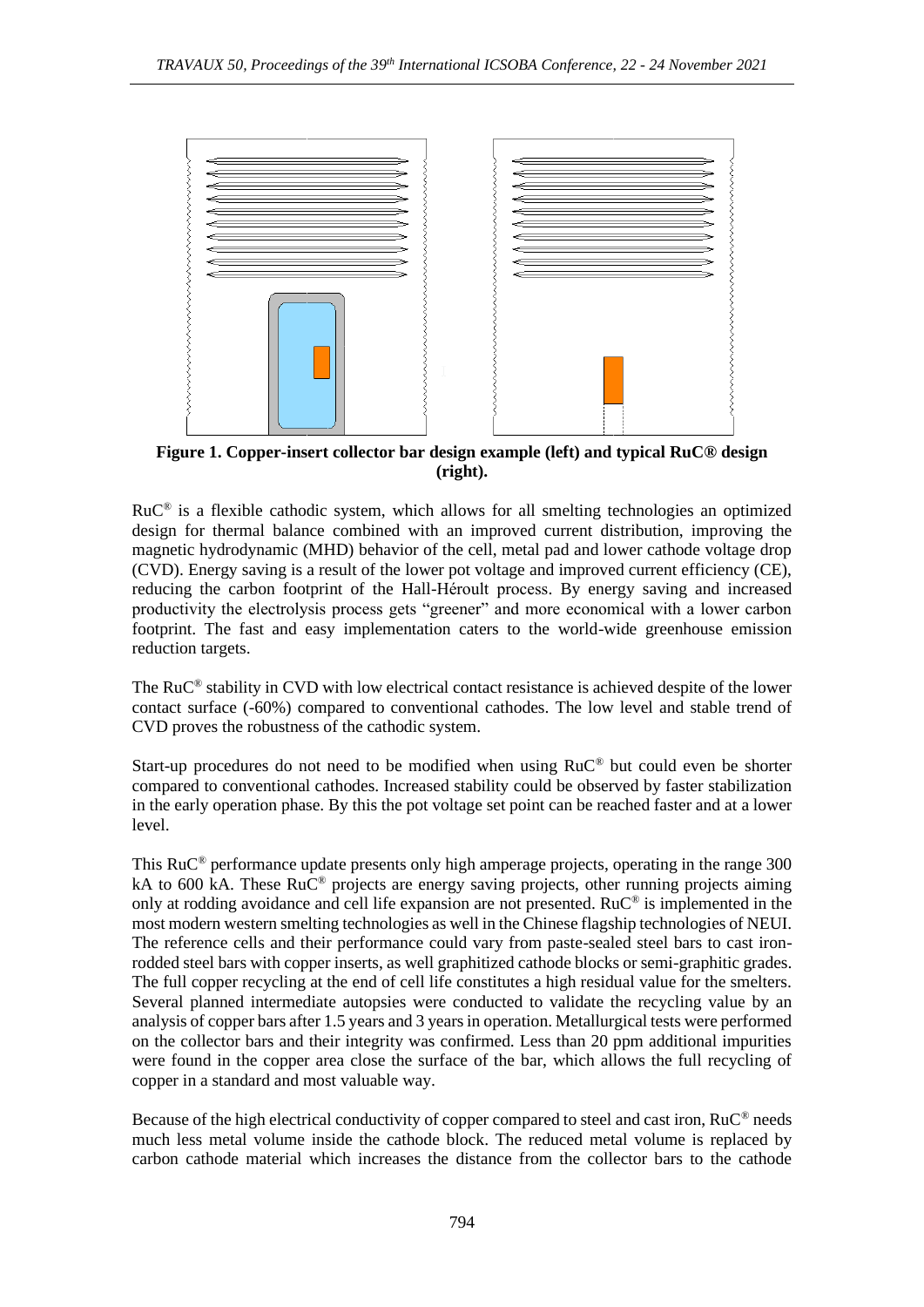**Figure 1. Copper-insert collector bar design example (left) and typical RuC® design (right).**

RuC® is a flexible cathodic system, which allows for all smelting technologies an optimized design for thermal balance combined with an improved current distribution, improving the magnetic hydrodynamic (MHD) behavior of the cell, metal pad and lower cathode voltage drop (CVD). Energy saving is a result of the lower pot voltage and improved current efficiency (CE), reducing the carbon footprint of the Hall-Héroult process. By energy saving and increased productivity the electrolysis process gets "greener" and more economical with a lower carbon footprint. The fast and easy implementation caters to the world-wide greenhouse emission reduction targets.

The RuC® stability in CVD with low electrical contact resistance is achieved despite of the lower contact surface (-60%) compared to conventional cathodes. The low level and stable trend of CVD proves the robustness of the cathodic system.

Start-up procedures do not need to be modified when using RuC® but could even be shorter compared to conventional cathodes. Increased stability could be observed by faster stabilization in the early operation phase. By this the pot voltage set point can be reached faster and at a lower level.

This RuC® performance update presents only high amperage projects, operating in the range 300 kA to 600 kA. These RuC® projects are energy saving projects, other running projects aiming only at rodding avoidance and cell life expansion are not presented. RuC® is implemented in the most modern western smelting technologies as well in the Chinese flagship technologies of NEUI. The reference cells and their performance could vary from paste-sealed steel bars to cast iron-rodded steel bars with copper inserts, as well graphitized cathode blocks or semi-graphitic grades. The full copper recycling at the end of cell life constitutes a high residual value for the smelters. Several planned intermediate autopsies were conducted to validate the recycling value by an analysis of copper bars after 1.5 years and 3 years in operation. Metallurgical tests were performed on the collector bars and their integrity was confirmed. Less than 20 ppm additional impurities were found in the copper area close the surface of the bar, which allows the full recycling of copper in a standard and most valuable way.

Because of the high electrical conductivity of copper compared to steel and cast iron, RuC® needs much less metal volume inside the cathode block. The reduced metal volume is replaced by carbon cathode material which increases the distance from the collector bars to the cathode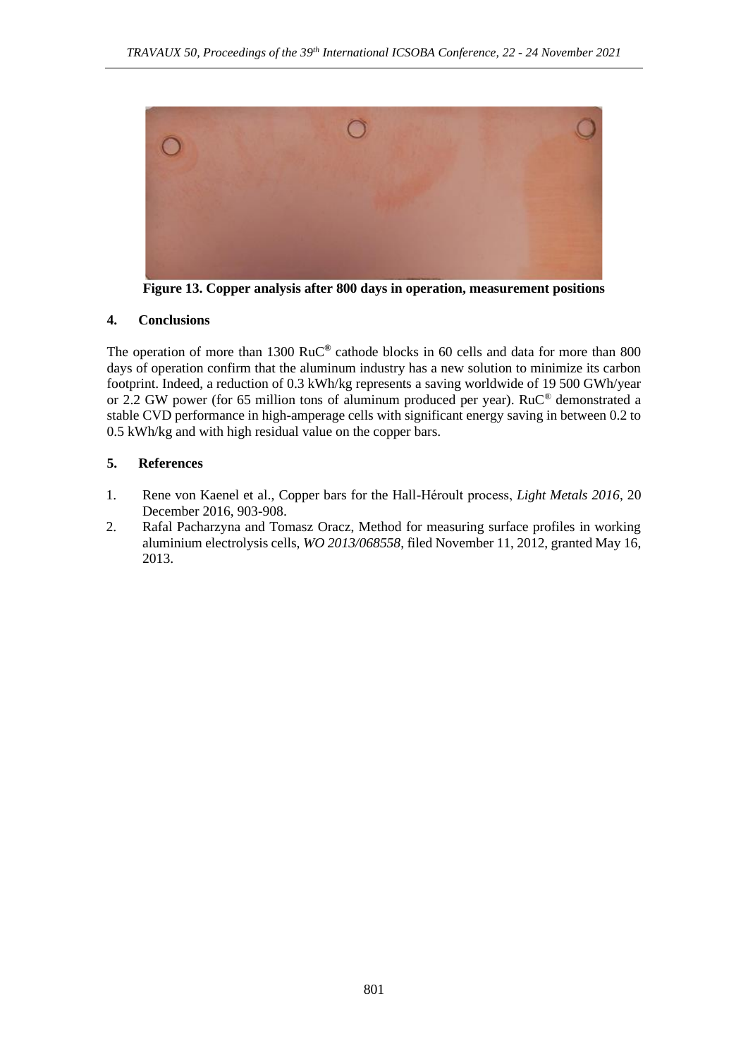**Figure 13. Copper analysis after 800 days in operation, measurement positions**

## 4. Conclusions

The operation of more than 1300 RuC® cathode blocks in 60 cells and data for more than 800 days of operation confirm that the aluminum industry has a new solution to minimize its carbon footprint. Indeed, a reduction of 0.3 kWh/kg represents a saving worldwide of 19 500 GWh/year or 2.2 GW power (for 65 million tons of aluminum produced per year). RuC® demonstrated a stable CVD performance in high-amperage cells with significant energy saving in between 0.2 to 0.5 kWh/kg and with high residual value on the copper bars.

## 5. References

1. Rene von Kaenel et al., Copper bars for the Hall-Héroult process, *Light Metals 2016*, 20 December 2016, 903-908.
2. Rafal Pacharzyna and Tomasz Oracz, Method for measuring surface profiles in working aluminium electrolysis cells, *WO 2013/068558*, filed November 11, 2012, granted May 16, 2013.